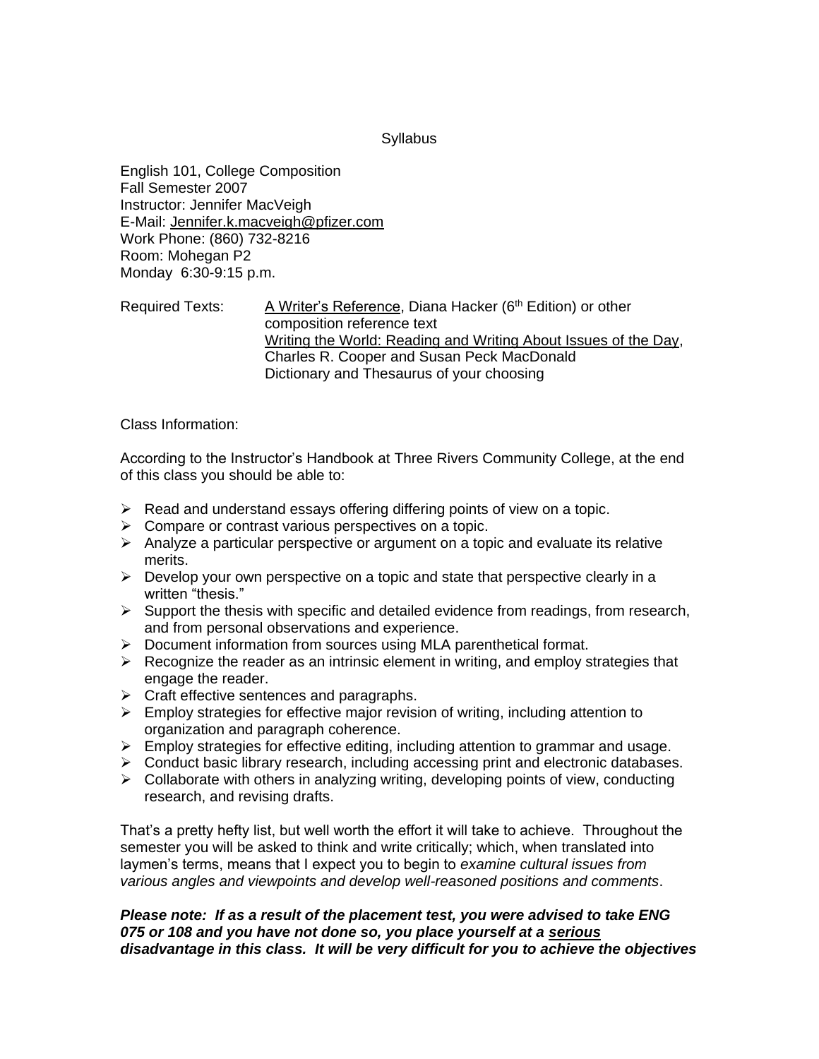# Syllabus

English 101, College Composition
Fall Semester 2007
Instructor: Jennifer MacVeigh
E-Mail: Jennifer.k.macveigh@pfizer.com
Work Phone: (860) 732-8216
Room: Mohegan P2
Monday 6:30-9:15 p.m.

Required Texts:

- A Writer's Reference, Diana Hacker (6th Edition) or other composition reference text
- Writing the World: Reading and Writing About Issues of the Day, Charles R. Cooper and Susan Peck MacDonald
- Dictionary and Thesaurus of your choosing

Class Information:

According to the Instructor's Handbook at Three Rivers Community College, at the end of this class you should be able to:

- Read and understand essays offering differing points of view on a topic.
- Compare or contrast various perspectives on a topic.
- Analyze a particular perspective or argument on a topic and evaluate its relative merits.
- Develop your own perspective on a topic and state that perspective clearly in a written "thesis."
- Support the thesis with specific and detailed evidence from readings, from research, and from personal observations and experience.
- Document information from sources using MLA parenthetical format.
- Recognize the reader as an intrinsic element in writing, and employ strategies that engage the reader.
- Craft effective sentences and paragraphs.
- Employ strategies for effective major revision of writing, including attention to organization and paragraph coherence.
- Employ strategies for effective editing, including attention to grammar and usage.
- Conduct basic library research, including accessing print and electronic databases.
- Collaborate with others in analyzing writing, developing points of view, conducting research, and revising drafts.

That's a pretty hefty list, but well worth the effort it will take to achieve. Throughout the semester you will be asked to think and write critically; which, when translated into laymen's terms, means that I expect you to begin to *examine cultural issues from various angles and viewpoints and develop well-reasoned positions and comments*.

***Please note: If as a result of the placement test, you were advised to take ENG 075 or 108 and you have not done so, you place yourself at a serious disadvantage in this class. It will be very difficult for you to achieve the objectives***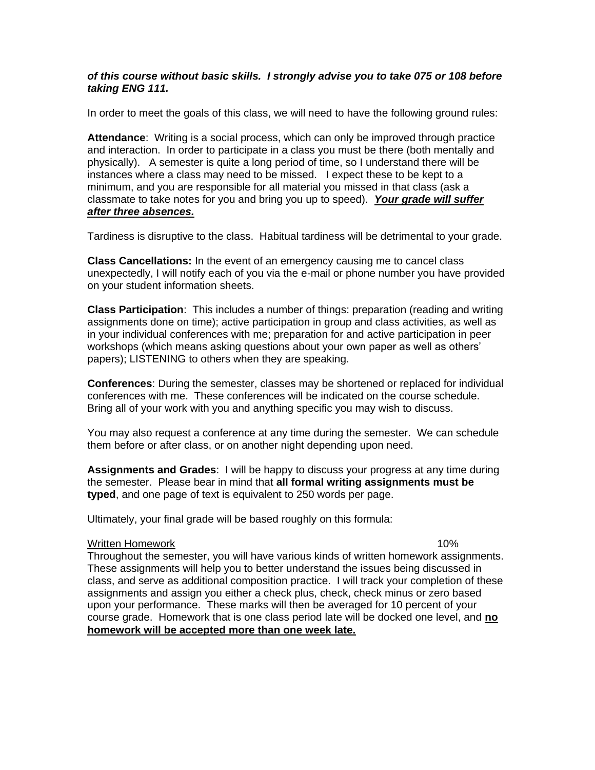***of this course without basic skills. I strongly advise you to take 075 or 108 before taking ENG 111.***

In order to meet the goals of this class, we will need to have the following ground rules:

**Attendance**: Writing is a social process, which can only be improved through practice and interaction. In order to participate in a class you must be there (both mentally and physically). A semester is quite a long period of time, so I understand there will be instances where a class may need to be missed. I expect these to be kept to a minimum, and you are responsible for all material you missed in that class (ask a classmate to take notes for you and bring you up to speed). ***<u>Your grade will suffer after three absences.</u>***

Tardiness is disruptive to the class. Habitual tardiness will be detrimental to your grade.

**Class Cancellations:** In the event of an emergency causing me to cancel class unexpectedly, I will notify each of you via the e-mail or phone number you have provided on your student information sheets.

**Class Participation**: This includes a number of things: preparation (reading and writing assignments done on time); active participation in group and class activities, as well as in your individual conferences with me; preparation for and active participation in peer workshops (which means asking questions about your own paper as well as others' papers); LISTENING to others when they are speaking.

**Conferences**: During the semester, classes may be shortened or replaced for individual conferences with me. These conferences will be indicated on the course schedule. Bring all of your work with you and anything specific you may wish to discuss.

You may also request a conference at any time during the semester. We can schedule them before or after class, or on another night depending upon need.

**Assignments and Grades**: I will be happy to discuss your progress at any time during the semester. Please bear in mind that **all formal writing assignments must be typed**, and one page of text is equivalent to 250 words per page.

Ultimately, your final grade will be based roughly on this formula:

<u>Written Homework</u> 10%

Throughout the semester, you will have various kinds of written homework assignments. These assignments will help you to better understand the issues being discussed in class, and serve as additional composition practice. I will track your completion of these assignments and assign you either a check plus, check, check minus or zero based upon your performance. These marks will then be averaged for 10 percent of your course grade. Homework that is one class period late will be docked one level, and **<u>no homework will be accepted more than one week late.</u>**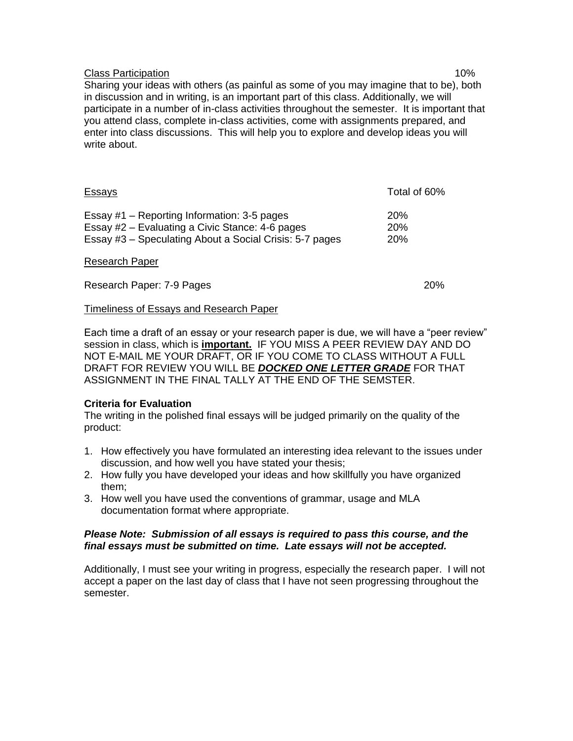<u>Class Participation</u> 10%

Sharing your ideas with others (as painful as some of you may imagine that to be), both in discussion and in writing, is an important part of this class. Additionally, we will participate in a number of in-class activities throughout the semester. It is important that you attend class, complete in-class activities, come with assignments prepared, and enter into class discussions. This will help you to explore and develop ideas you will write about.

| <u>Essays</u> | Total of 60% |
|---|---|
| Essay #1 – Reporting Information: 3-5 pages | 20% |
| Essay #2 – Evaluating a Civic Stance: 4-6 pages | 20% |
| Essay #3 – Speculating About a Social Crisis: 5-7 pages | 20% |

<u>Research Paper</u>

Research Paper: 7-9 Pages 20%

<u>Timeliness of Essays and Research Paper</u>

Each time a draft of an essay or your research paper is due, we will have a "peer review" session in class, which is **<u>important.</u>** IF YOU MISS A PEER REVIEW DAY AND DO NOT E-MAIL ME YOUR DRAFT, OR IF YOU COME TO CLASS WITHOUT A FULL DRAFT FOR REVIEW YOU WILL BE ***<u>DOCKED ONE LETTER GRADE</u>*** FOR THAT ASSIGNMENT IN THE FINAL TALLY AT THE END OF THE SEMSTER.

**Criteria for Evaluation**

The writing in the polished final essays will be judged primarily on the quality of the product:

1. How effectively you have formulated an interesting idea relevant to the issues under discussion, and how well you have stated your thesis;
2. How fully you have developed your ideas and how skillfully you have organized them;
3. How well you have used the conventions of grammar, usage and MLA documentation format where appropriate.

***Please Note: Submission of all essays is required to pass this course, and the final essays must be submitted on time. Late essays will not be accepted.***

Additionally, I must see your writing in progress, especially the research paper. I will not accept a paper on the last day of class that I have not seen progressing throughout the semester.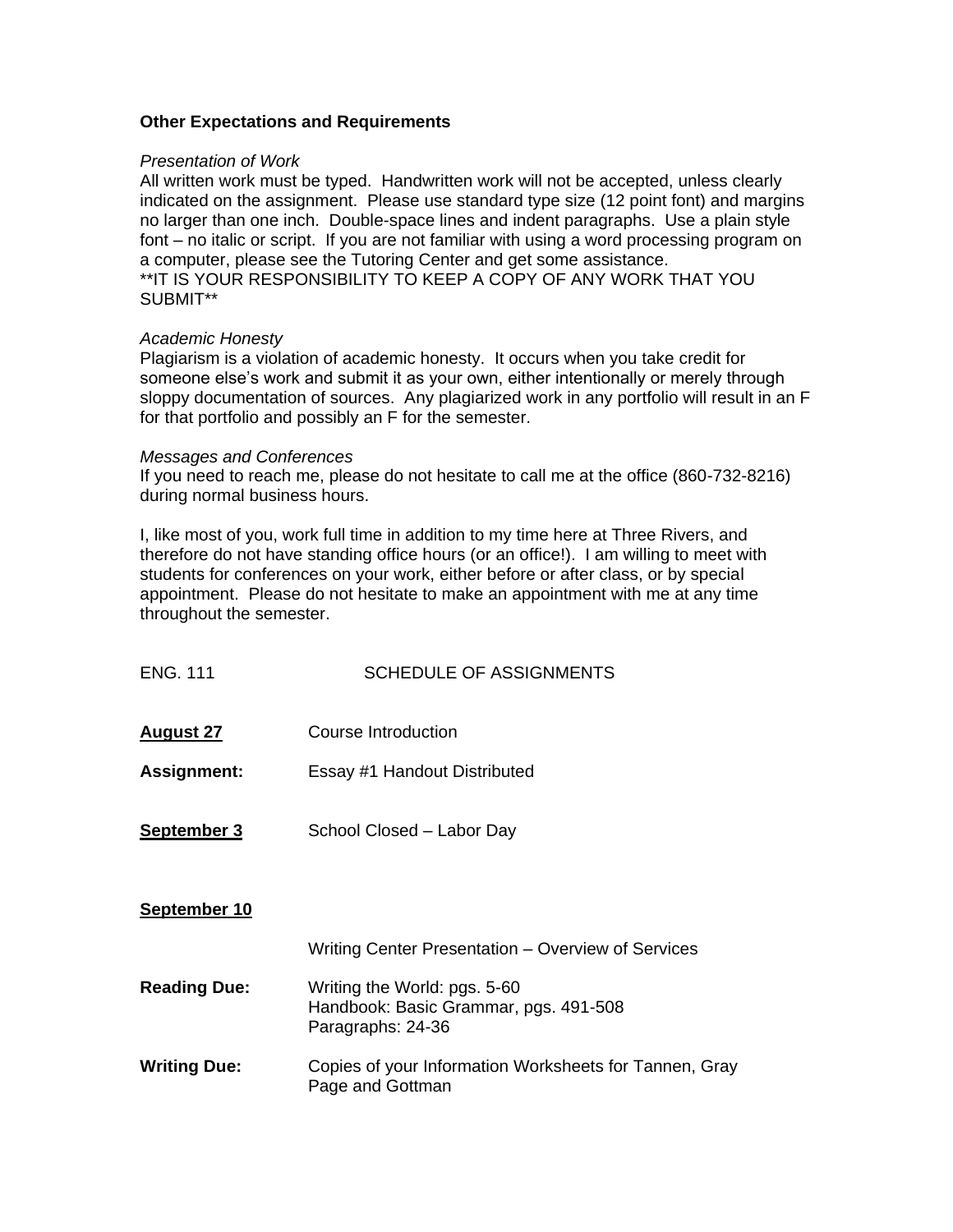### Other Expectations and Requirements

*Presentation of Work*

All written work must be typed. Handwritten work will not be accepted, unless clearly indicated on the assignment. Please use standard type size (12 point font) and margins no larger than one inch. Double-space lines and indent paragraphs. Use a plain style font – no italic or script. If you are not familiar with using a word processing program on a computer, please see the Tutoring Center and get some assistance.
**IT IS YOUR RESPONSIBILITY TO KEEP A COPY OF ANY WORK THAT YOU SUBMIT**

*Academic Honesty*

Plagiarism is a violation of academic honesty. It occurs when you take credit for someone else's work and submit it as your own, either intentionally or merely through sloppy documentation of sources. Any plagiarized work in any portfolio will result in an F for that portfolio and possibly an F for the semester.

*Messages and Conferences*

If you need to reach me, please do not hesitate to call me at the office (860-732-8216) during normal business hours.

I, like most of you, work full time in addition to my time here at Three Rivers, and therefore do not have standing office hours (or an office!). I am willing to meet with students for conferences on your work, either before or after class, or by special appointment. Please do not hesitate to make an appointment with me at any time throughout the semester.

ENG. 111 SCHEDULE OF ASSIGNMENTS

**<u>August 27</u>** Course Introduction

**Assignment:** Essay #1 Handout Distributed

**<u>September 3</u>** School Closed – Labor Day

**<u>September 10</u>**

Writing Center Presentation – Overview of Services

**Reading Due:** Writing the World: pgs. 5-60
Handbook: Basic Grammar, pgs. 491-508
Paragraphs: 24-36

**Writing Due:** Copies of your Information Worksheets for Tannen, Gray Page and Gottman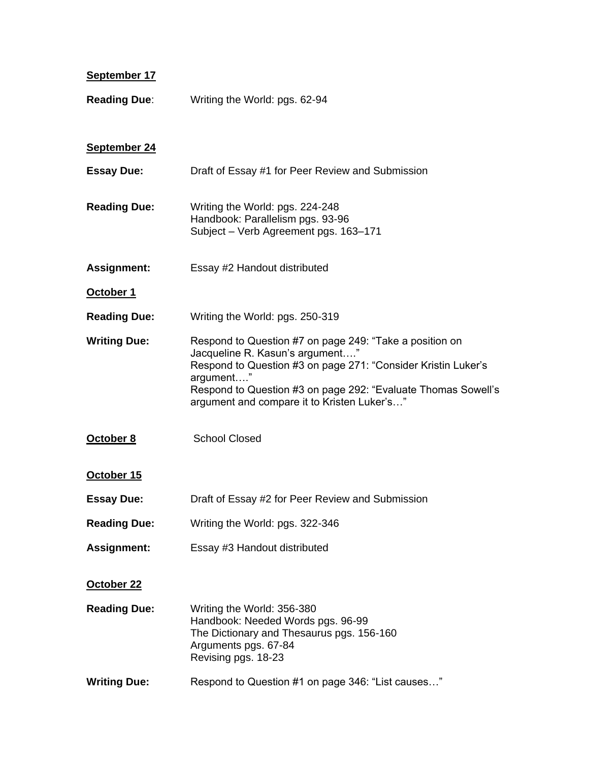**September 17**

**Reading Due**: Writing the World: pgs. 62-94

**September 24**

**Essay Due:** Draft of Essay #1 for Peer Review and Submission

**Reading Due:** Writing the World: pgs. 224-248
Handbook: Parallelism pgs. 93-96
Subject – Verb Agreement pgs. 163–171

**Assignment:** Essay #2 Handout distributed

**October 1**

**Reading Due:** Writing the World: pgs. 250-319

**Writing Due:** Respond to Question #7 on page 249: "Take a position on Jacqueline R. Kasun's argument…."
Respond to Question #3 on page 271: "Consider Kristin Luker's argument…."
Respond to Question #3 on page 292: "Evaluate Thomas Sowell's argument and compare it to Kristen Luker's…"

**October 8** School Closed

**October 15**

**Essay Due:** Draft of Essay #2 for Peer Review and Submission

**Reading Due:** Writing the World: pgs. 322-346

**Assignment:** Essay #3 Handout distributed

**October 22**

**Reading Due:** Writing the World: 356-380
Handbook: Needed Words pgs. 96-99
The Dictionary and Thesaurus pgs. 156-160
Arguments pgs. 67-84
Revising pgs. 18-23

**Writing Due:** Respond to Question #1 on page 346: "List causes…"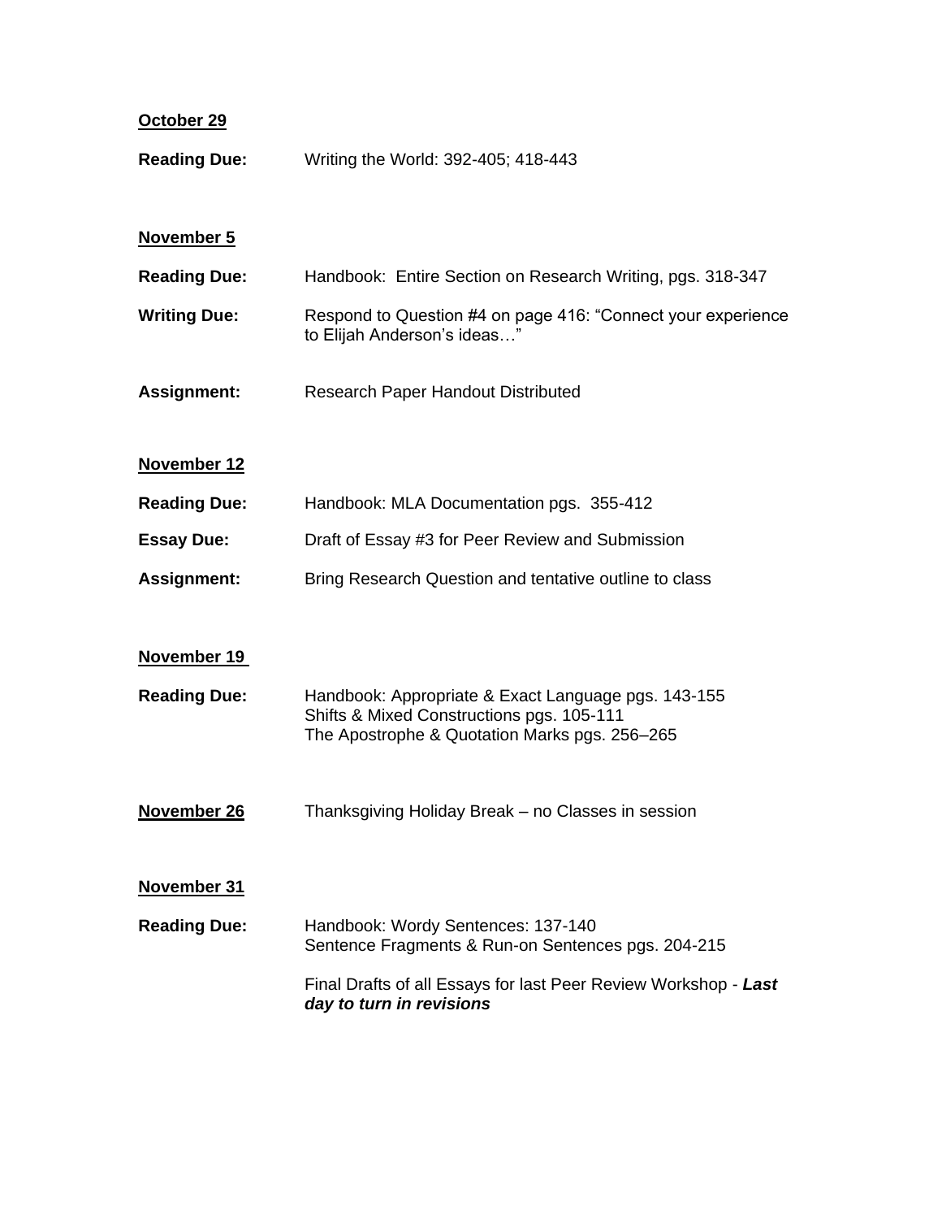**<u>October 29</u>**

**Reading Due:** Writing the World: 392-405; 418-443

**<u>November 5</u>**

**Reading Due:** Handbook: Entire Section on Research Writing, pgs. 318-347

**Writing Due:** Respond to Question #4 on page 416: "Connect your experience to Elijah Anderson's ideas…"

**Assignment:** Research Paper Handout Distributed

**<u>November 12</u>**

**Reading Due:** Handbook: MLA Documentation pgs. 355-412

**Essay Due:** Draft of Essay #3 for Peer Review and Submission

**Assignment:** Bring Research Question and tentative outline to class

**<u>November 19</u>**

**Reading Due:** Handbook: Appropriate & Exact Language pgs. 143-155
Shifts & Mixed Constructions pgs. 105-111
The Apostrophe & Quotation Marks pgs. 256–265

**<u>November 26</u>** Thanksgiving Holiday Break – no Classes in session

**<u>November 31</u>**

**Reading Due:** Handbook: Wordy Sentences: 137-140
Sentence Fragments & Run-on Sentences pgs. 204-215

Final Drafts of all Essays for last Peer Review Workshop - ***Last day to turn in revisions***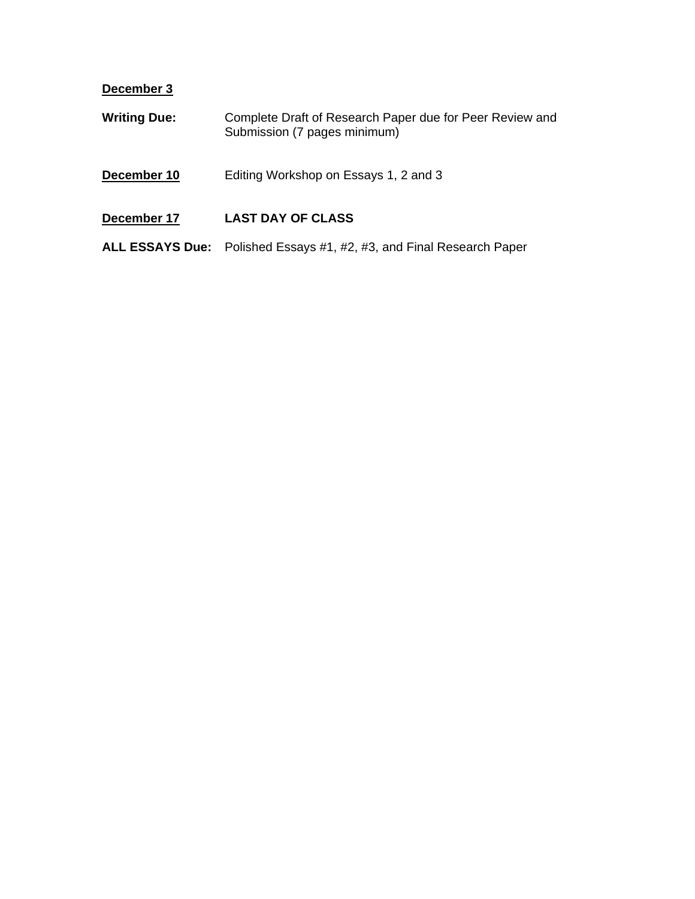**December 3**

**Writing Due:** Complete Draft of Research Paper due for Peer Review and Submission (7 pages minimum)

**December 10** Editing Workshop on Essays 1, 2 and 3

**December 17** **LAST DAY OF CLASS**

**ALL ESSAYS Due:** Polished Essays #1, #2, #3, and Final Research Paper